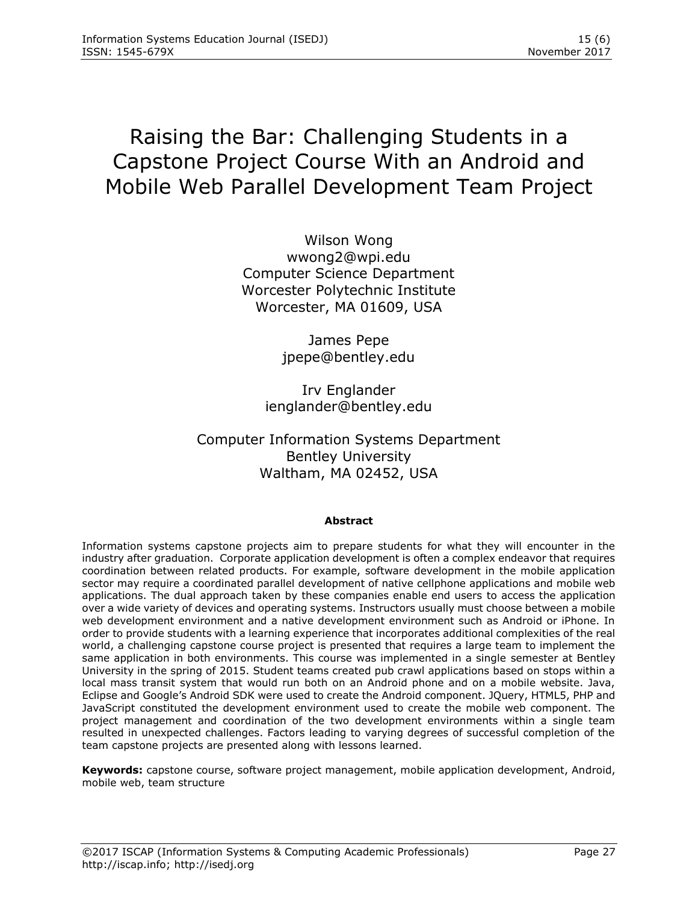# Raising the Bar: Challenging Students in a Capstone Project Course With an Android and Mobile Web Parallel Development Team Project

Wilson Wong
wwong2@wpi.edu
Computer Science Department
Worcester Polytechnic Institute
Worcester, MA 01609, USA

James Pepe
jpepe@bentley.edu

Irv Englander
ienglander@bentley.edu

Computer Information Systems Department
Bentley University
Waltham, MA 02452, USA

## Abstract

Information systems capstone projects aim to prepare students for what they will encounter in the industry after graduation. Corporate application development is often a complex endeavor that requires coordination between related products. For example, software development in the mobile application sector may require a coordinated parallel development of native cellphone applications and mobile web applications. The dual approach taken by these companies enable end users to access the application over a wide variety of devices and operating systems. Instructors usually must choose between a mobile web development environment and a native development environment such as Android or iPhone. In order to provide students with a learning experience that incorporates additional complexities of the real world, a challenging capstone course project is presented that requires a large team to implement the same application in both environments. This course was implemented in a single semester at Bentley University in the spring of 2015. Student teams created pub crawl applications based on stops within a local mass transit system that would run both on an Android phone and on a mobile website. Java, Eclipse and Google's Android SDK were used to create the Android component. JQuery, HTML5, PHP and JavaScript constituted the development environment used to create the mobile web component. The project management and coordination of the two development environments within a single team resulted in unexpected challenges. Factors leading to varying degrees of successful completion of the team capstone projects are presented along with lessons learned.

**Keywords:** capstone course, software project management, mobile application development, Android, mobile web, team structure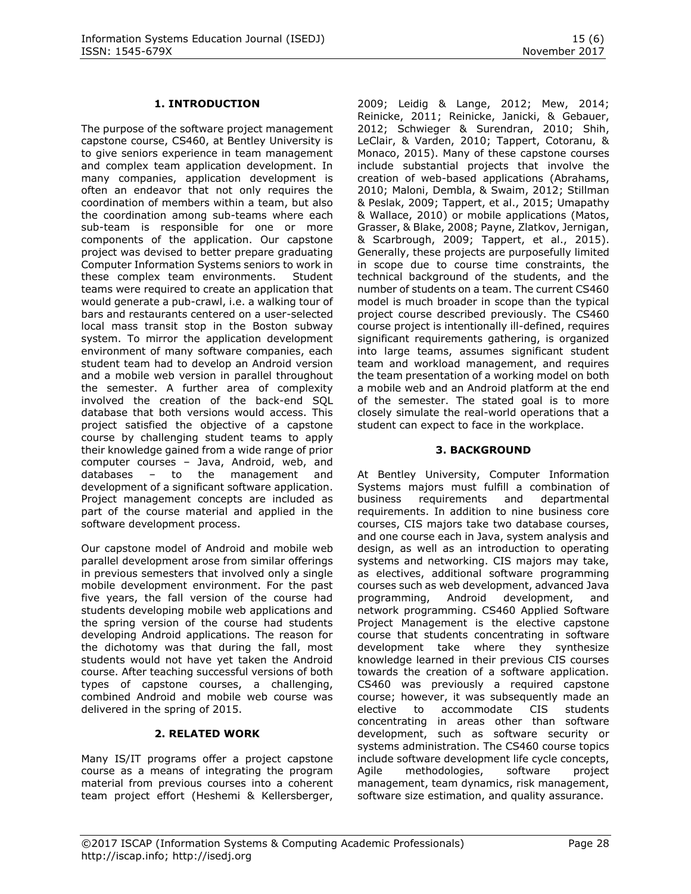## 1. INTRODUCTION

The purpose of the software project management capstone course, CS460, at Bentley University is to give seniors experience in team management and complex team application development. In many companies, application development is often an endeavor that not only requires the coordination of members within a team, but also the coordination among sub-teams where each sub-team is responsible for one or more components of the application. Our capstone project was devised to better prepare graduating Computer Information Systems seniors to work in these complex team environments. Student teams were required to create an application that would generate a pub-crawl, i.e. a walking tour of bars and restaurants centered on a user-selected local mass transit stop in the Boston subway system. To mirror the application development environment of many software companies, each student team had to develop an Android version and a mobile web version in parallel throughout the semester. A further area of complexity involved the creation of the back-end SQL database that both versions would access. This project satisfied the objective of a capstone course by challenging student teams to apply their knowledge gained from a wide range of prior computer courses – Java, Android, web, and databases – to the management and development of a significant software application. Project management concepts are included as part of the course material and applied in the software development process.

Our capstone model of Android and mobile web parallel development arose from similar offerings in previous semesters that involved only a single mobile development environment. For the past five years, the fall version of the course had students developing mobile web applications and the spring version of the course had students developing Android applications. The reason for the dichotomy was that during the fall, most students would not have yet taken the Android course. After teaching successful versions of both types of capstone courses, a challenging, combined Android and mobile web course was delivered in the spring of 2015.

## 2. RELATED WORK

Many IS/IT programs offer a project capstone course as a means of integrating the program material from previous courses into a coherent team project effort (Heshemi & Kellersberger, 2009; Leidig & Lange, 2012; Mew, 2014; Reinicke, 2011; Reinicke, Janicki, & Gebauer, 2012; Schwieger & Surendran, 2010; Shih, LeClair, & Varden, 2010; Tappert, Cotoranu, & Monaco, 2015). Many of these capstone courses include substantial projects that involve the creation of web-based applications (Abrahams, 2010; Maloni, Dembla, & Swaim, 2012; Stillman & Peslak, 2009; Tappert, et al., 2015; Umapathy & Wallace, 2010) or mobile applications (Matos, Grasser, & Blake, 2008; Payne, Zlatkov, Jernigan, & Scarbrough, 2009; Tappert, et al., 2015). Generally, these projects are purposefully limited in scope due to course time constraints, the technical background of the students, and the number of students on a team. The current CS460 model is much broader in scope than the typical project course described previously. The CS460 course project is intentionally ill-defined, requires significant requirements gathering, is organized into large teams, assumes significant student team and workload management, and requires the team presentation of a working model on both a mobile web and an Android platform at the end of the semester. The stated goal is to more closely simulate the real-world operations that a student can expect to face in the workplace.

## 3. BACKGROUND

At Bentley University, Computer Information Systems majors must fulfill a combination of business requirements and departmental requirements. In addition to nine business core courses, CIS majors take two database courses, and one course each in Java, system analysis and design, as well as an introduction to operating systems and networking. CIS majors may take, as electives, additional software programming courses such as web development, advanced Java programming, Android development, and network programming. CS460 Applied Software Project Management is the elective capstone course that students concentrating in software development take where they synthesize knowledge learned in their previous CIS courses towards the creation of a software application. CS460 was previously a required capstone course; however, it was subsequently made an elective to accommodate CIS students concentrating in areas other than software development, such as software security or systems administration. The CS460 course topics include software development life cycle concepts, Agile methodologies, software project management, team dynamics, risk management, software size estimation, and quality assurance.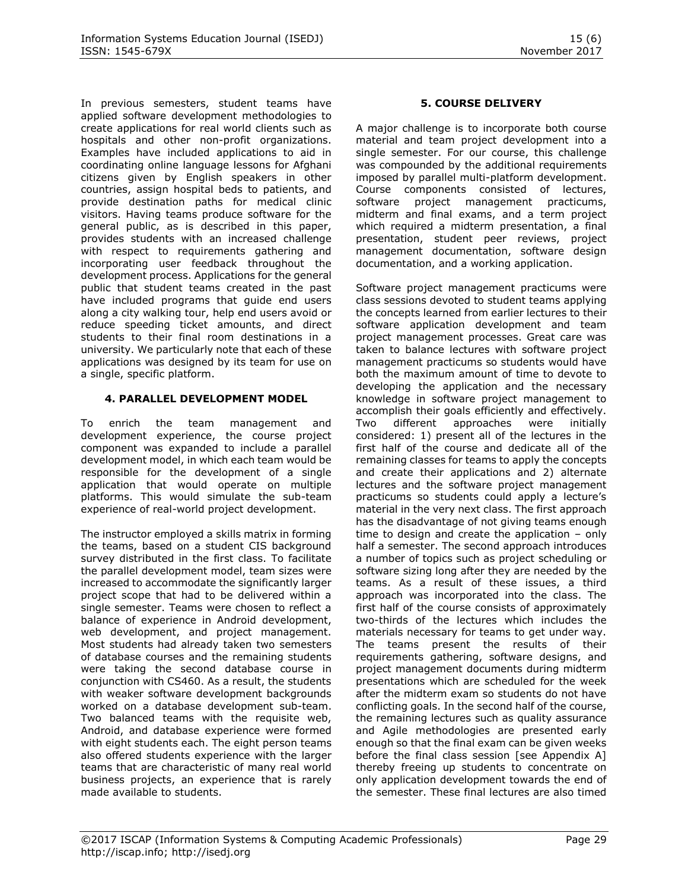In previous semesters, student teams have applied software development methodologies to create applications for real world clients such as hospitals and other non-profit organizations. Examples have included applications to aid in coordinating online language lessons for Afghani citizens given by English speakers in other countries, assign hospital beds to patients, and provide destination paths for medical clinic visitors. Having teams produce software for the general public, as is described in this paper, provides students with an increased challenge with respect to requirements gathering and incorporating user feedback throughout the development process. Applications for the general public that student teams created in the past have included programs that guide end users along a city walking tour, help end users avoid or reduce speeding ticket amounts, and direct students to their final room destinations in a university. We particularly note that each of these applications was designed by its team for use on a single, specific platform.

## 4. PARALLEL DEVELOPMENT MODEL

To enrich the team management and development experience, the course project component was expanded to include a parallel development model, in which each team would be responsible for the development of a single application that would operate on multiple platforms. This would simulate the sub-team experience of real-world project development.

The instructor employed a skills matrix in forming the teams, based on a student CIS background survey distributed in the first class. To facilitate the parallel development model, team sizes were increased to accommodate the significantly larger project scope that had to be delivered within a single semester. Teams were chosen to reflect a balance of experience in Android development, web development, and project management. Most students had already taken two semesters of database courses and the remaining students were taking the second database course in conjunction with CS460. As a result, the students with weaker software development backgrounds worked on a database development sub-team. Two balanced teams with the requisite web, Android, and database experience were formed with eight students each. The eight person teams also offered students experience with the larger teams that are characteristic of many real world business projects, an experience that is rarely made available to students.

## 5. COURSE DELIVERY

A major challenge is to incorporate both course material and team project development into a single semester. For our course, this challenge was compounded by the additional requirements imposed by parallel multi-platform development. Course components consisted of lectures, software project management practicums, midterm and final exams, and a term project which required a midterm presentation, a final presentation, student peer reviews, project management documentation, software design documentation, and a working application.

Software project management practicums were class sessions devoted to student teams applying the concepts learned from earlier lectures to their software application development and team project management processes. Great care was taken to balance lectures with software project management practicums so students would have both the maximum amount of time to devote to developing the application and the necessary knowledge in software project management to accomplish their goals efficiently and effectively. Two different approaches were initially considered: 1) present all of the lectures in the first half of the course and dedicate all of the remaining classes for teams to apply the concepts and create their applications and 2) alternate lectures and the software project management practicums so students could apply a lecture's material in the very next class. The first approach has the disadvantage of not giving teams enough time to design and create the application – only half a semester. The second approach introduces a number of topics such as project scheduling or software sizing long after they are needed by the teams. As a result of these issues, a third approach was incorporated into the class. The first half of the course consists of approximately two-thirds of the lectures which includes the materials necessary for teams to get under way. The teams present the results of their requirements gathering, software designs, and project management documents during midterm presentations which are scheduled for the week after the midterm exam so students do not have conflicting goals. In the second half of the course, the remaining lectures such as quality assurance and Agile methodologies are presented early enough so that the final exam can be given weeks before the final class session [see Appendix A] thereby freeing up students to concentrate on only application development towards the end of the semester. These final lectures are also timed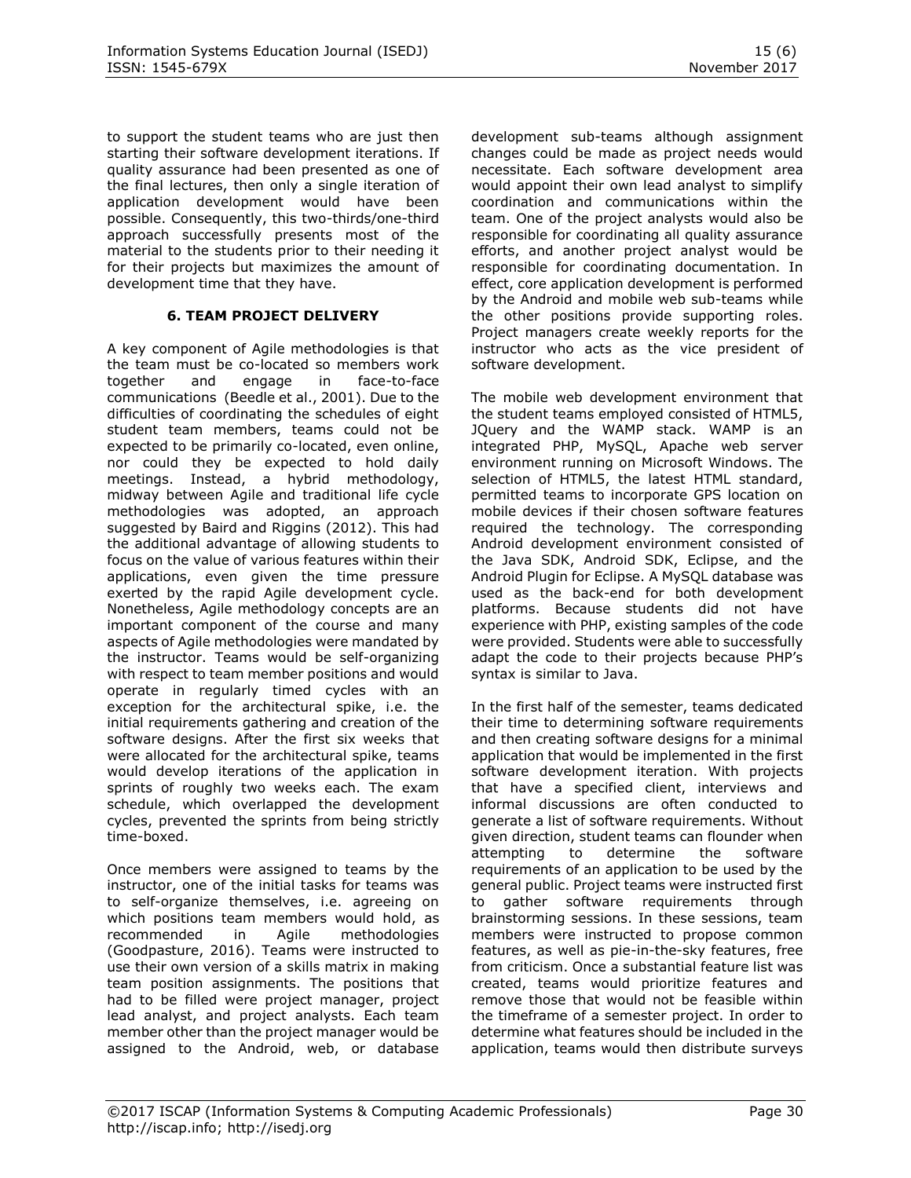to support the student teams who are just then starting their software development iterations. If quality assurance had been presented as one of the final lectures, then only a single iteration of application development would have been possible. Consequently, this two-thirds/one-third approach successfully presents most of the material to the students prior to their needing it for their projects but maximizes the amount of development time that they have.

## 6. TEAM PROJECT DELIVERY

A key component of Agile methodologies is that the team must be co-located so members work together and engage in face-to-face communications (Beedle et al., 2001). Due to the difficulties of coordinating the schedules of eight student team members, teams could not be expected to be primarily co-located, even online, nor could they be expected to hold daily meetings. Instead, a hybrid methodology, midway between Agile and traditional life cycle methodologies was adopted, an approach suggested by Baird and Riggins (2012). This had the additional advantage of allowing students to focus on the value of various features within their applications, even given the time pressure exerted by the rapid Agile development cycle. Nonetheless, Agile methodology concepts are an important component of the course and many aspects of Agile methodologies were mandated by the instructor. Teams would be self-organizing with respect to team member positions and would operate in regularly timed cycles with an exception for the architectural spike, i.e. the initial requirements gathering and creation of the software designs. After the first six weeks that were allocated for the architectural spike, teams would develop iterations of the application in sprints of roughly two weeks each. The exam schedule, which overlapped the development cycles, prevented the sprints from being strictly time-boxed.

Once members were assigned to teams by the instructor, one of the initial tasks for teams was to self-organize themselves, i.e. agreeing on which positions team members would hold, as recommended in Agile methodologies (Goodpasture, 2016). Teams were instructed to use their own version of a skills matrix in making team position assignments. The positions that had to be filled were project manager, project lead analyst, and project analysts. Each team member other than the project manager would be assigned to the Android, web, or database development sub-teams although assignment changes could be made as project needs would necessitate. Each software development area would appoint their own lead analyst to simplify coordination and communications within the team. One of the project analysts would also be responsible for coordinating all quality assurance efforts, and another project analyst would be responsible for coordinating documentation. In effect, core application development is performed by the Android and mobile web sub-teams while the other positions provide supporting roles. Project managers create weekly reports for the instructor who acts as the vice president of software development.

The mobile web development environment that the student teams employed consisted of HTML5, JQuery and the WAMP stack. WAMP is an integrated PHP, MySQL, Apache web server environment running on Microsoft Windows. The selection of HTML5, the latest HTML standard, permitted teams to incorporate GPS location on mobile devices if their chosen software features required the technology. The corresponding Android development environment consisted of the Java SDK, Android SDK, Eclipse, and the Android Plugin for Eclipse. A MySQL database was used as the back-end for both development platforms. Because students did not have experience with PHP, existing samples of the code were provided. Students were able to successfully adapt the code to their projects because PHP's syntax is similar to Java.

In the first half of the semester, teams dedicated their time to determining software requirements and then creating software designs for a minimal application that would be implemented in the first software development iteration. With projects that have a specified client, interviews and informal discussions are often conducted to generate a list of software requirements. Without given direction, student teams can flounder when attempting to determine the software requirements of an application to be used by the general public. Project teams were instructed first to gather software requirements through brainstorming sessions. In these sessions, team members were instructed to propose common features, as well as pie-in-the-sky features, free from criticism. Once a substantial feature list was created, teams would prioritize features and remove those that would not be feasible within the timeframe of a semester project. In order to determine what features should be included in the application, teams would then distribute surveys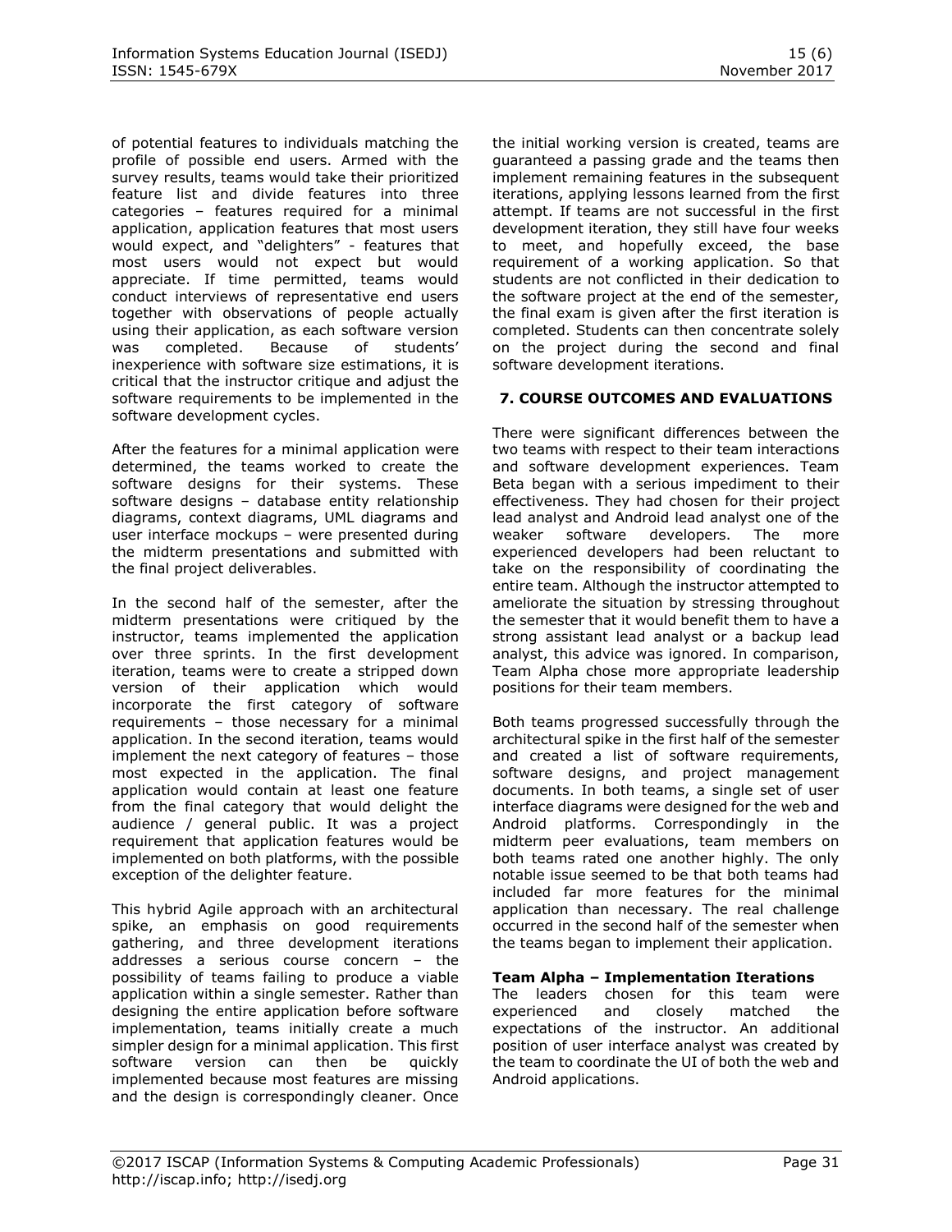of potential features to individuals matching the profile of possible end users. Armed with the survey results, teams would take their prioritized feature list and divide features into three categories – features required for a minimal application, application features that most users would expect, and "delighters" - features that most users would not expect but would appreciate. If time permitted, teams would conduct interviews of representative end users together with observations of people actually using their application, as each software version was completed. Because of students' inexperience with software size estimations, it is critical that the instructor critique and adjust the software requirements to be implemented in the software development cycles.

After the features for a minimal application were determined, the teams worked to create the software designs for their systems. These software designs – database entity relationship diagrams, context diagrams, UML diagrams and user interface mockups – were presented during the midterm presentations and submitted with the final project deliverables.

In the second half of the semester, after the midterm presentations were critiqued by the instructor, teams implemented the application over three sprints. In the first development iteration, teams were to create a stripped down version of their application which would incorporate the first category of software requirements – those necessary for a minimal application. In the second iteration, teams would implement the next category of features – those most expected in the application. The final application would contain at least one feature from the final category that would delight the audience / general public. It was a project requirement that application features would be implemented on both platforms, with the possible exception of the delighter feature.

This hybrid Agile approach with an architectural spike, an emphasis on good requirements gathering, and three development iterations addresses a serious course concern – the possibility of teams failing to produce a viable application within a single semester. Rather than designing the entire application before software implementation, teams initially create a much simpler design for a minimal application. This first software version can then be quickly implemented because most features are missing and the design is correspondingly cleaner. Once the initial working version is created, teams are guaranteed a passing grade and the teams then implement remaining features in the subsequent iterations, applying lessons learned from the first attempt. If teams are not successful in the first development iteration, they still have four weeks to meet, and hopefully exceed, the base requirement of a working application. So that students are not conflicted in their dedication to the software project at the end of the semester, the final exam is given after the first iteration is completed. Students can then concentrate solely on the project during the second and final software development iterations.

## 7. COURSE OUTCOMES AND EVALUATIONS

There were significant differences between the two teams with respect to their team interactions and software development experiences. Team Beta began with a serious impediment to their effectiveness. They had chosen for their project lead analyst and Android lead analyst one of the weaker software developers. The more experienced developers had been reluctant to take on the responsibility of coordinating the entire team. Although the instructor attempted to ameliorate the situation by stressing throughout the semester that it would benefit them to have a strong assistant lead analyst or a backup lead analyst, this advice was ignored. In comparison, Team Alpha chose more appropriate leadership positions for their team members.

Both teams progressed successfully through the architectural spike in the first half of the semester and created a list of software requirements, software designs, and project management documents. In both teams, a single set of user interface diagrams were designed for the web and Android platforms. Correspondingly in the midterm peer evaluations, team members on both teams rated one another highly. The only notable issue seemed to be that both teams had included far more features for the minimal application than necessary. The real challenge occurred in the second half of the semester when the teams began to implement their application.

**Team Alpha – Implementation Iterations**

The leaders chosen for this team were experienced and closely matched the expectations of the instructor. An additional position of user interface analyst was created by the team to coordinate the UI of both the web and Android applications.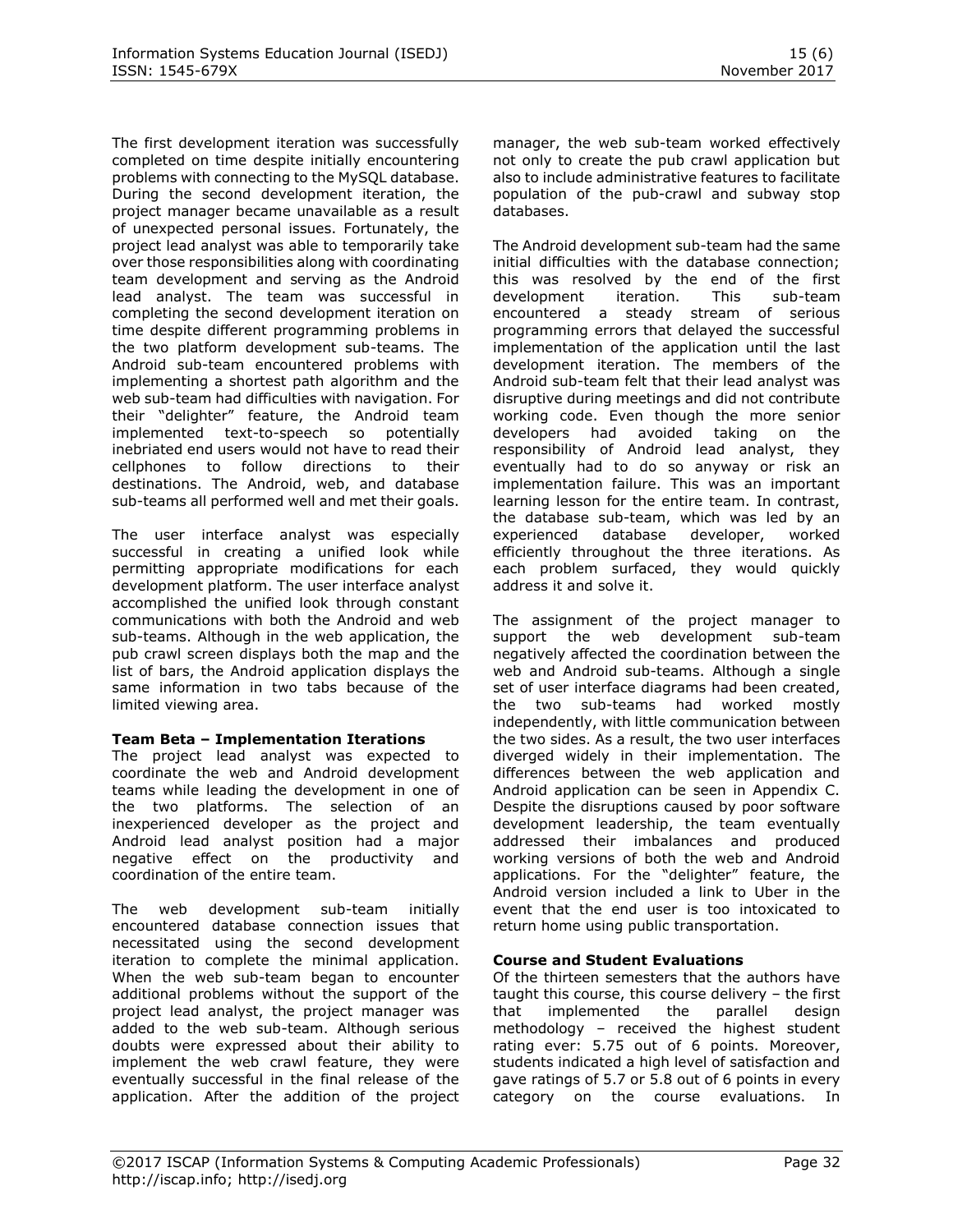The first development iteration was successfully completed on time despite initially encountering problems with connecting to the MySQL database. During the second development iteration, the project manager became unavailable as a result of unexpected personal issues. Fortunately, the project lead analyst was able to temporarily take over those responsibilities along with coordinating team development and serving as the Android lead analyst. The team was successful in completing the second development iteration on time despite different programming problems in the two platform development sub-teams. The Android sub-team encountered problems with implementing a shortest path algorithm and the web sub-team had difficulties with navigation. For their "delighter" feature, the Android team implemented text-to-speech so potentially inebriated end users would not have to read their cellphones to follow directions to their destinations. The Android, web, and database sub-teams all performed well and met their goals.

The user interface analyst was especially successful in creating a unified look while permitting appropriate modifications for each development platform. The user interface analyst accomplished the unified look through constant communications with both the Android and web sub-teams. Although in the web application, the pub crawl screen displays both the map and the list of bars, the Android application displays the same information in two tabs because of the limited viewing area.

**Team Beta – Implementation Iterations**

The project lead analyst was expected to coordinate the web and Android development teams while leading the development in one of the two platforms. The selection of an inexperienced developer as the project and Android lead analyst position had a major negative effect on the productivity and coordination of the entire team.

The web development sub-team initially encountered database connection issues that necessitated using the second development iteration to complete the minimal application. When the web sub-team began to encounter additional problems without the support of the project lead analyst, the project manager was added to the web sub-team. Although serious doubts were expressed about their ability to implement the web crawl feature, they were eventually successful in the final release of the application. After the addition of the project manager, the web sub-team worked effectively not only to create the pub crawl application but also to include administrative features to facilitate population of the pub-crawl and subway stop databases.

The Android development sub-team had the same initial difficulties with the database connection; this was resolved by the end of the first development iteration. This sub-team encountered a steady stream of serious programming errors that delayed the successful implementation of the application until the last development iteration. The members of the Android sub-team felt that their lead analyst was disruptive during meetings and did not contribute working code. Even though the more senior developers had avoided taking on the responsibility of Android lead analyst, they eventually had to do so anyway or risk an implementation failure. This was an important learning lesson for the entire team. In contrast, the database sub-team, which was led by an experienced database developer, worked efficiently throughout the three iterations. As each problem surfaced, they would quickly address it and solve it.

The assignment of the project manager to support the web development sub-team negatively affected the coordination between the web and Android sub-teams. Although a single set of user interface diagrams had been created, the two sub-teams had worked mostly independently, with little communication between the two sides. As a result, the two user interfaces diverged widely in their implementation. The differences between the web application and Android application can be seen in Appendix C. Despite the disruptions caused by poor software development leadership, the team eventually addressed their imbalances and produced working versions of both the web and Android applications. For the "delighter" feature, the Android version included a link to Uber in the event that the end user is too intoxicated to return home using public transportation.

**Course and Student Evaluations**

Of the thirteen semesters that the authors have taught this course, this course delivery – the first that implemented the parallel design methodology – received the highest student rating ever: 5.75 out of 6 points. Moreover, students indicated a high level of satisfaction and gave ratings of 5.7 or 5.8 out of 6 points in every category on the course evaluations. In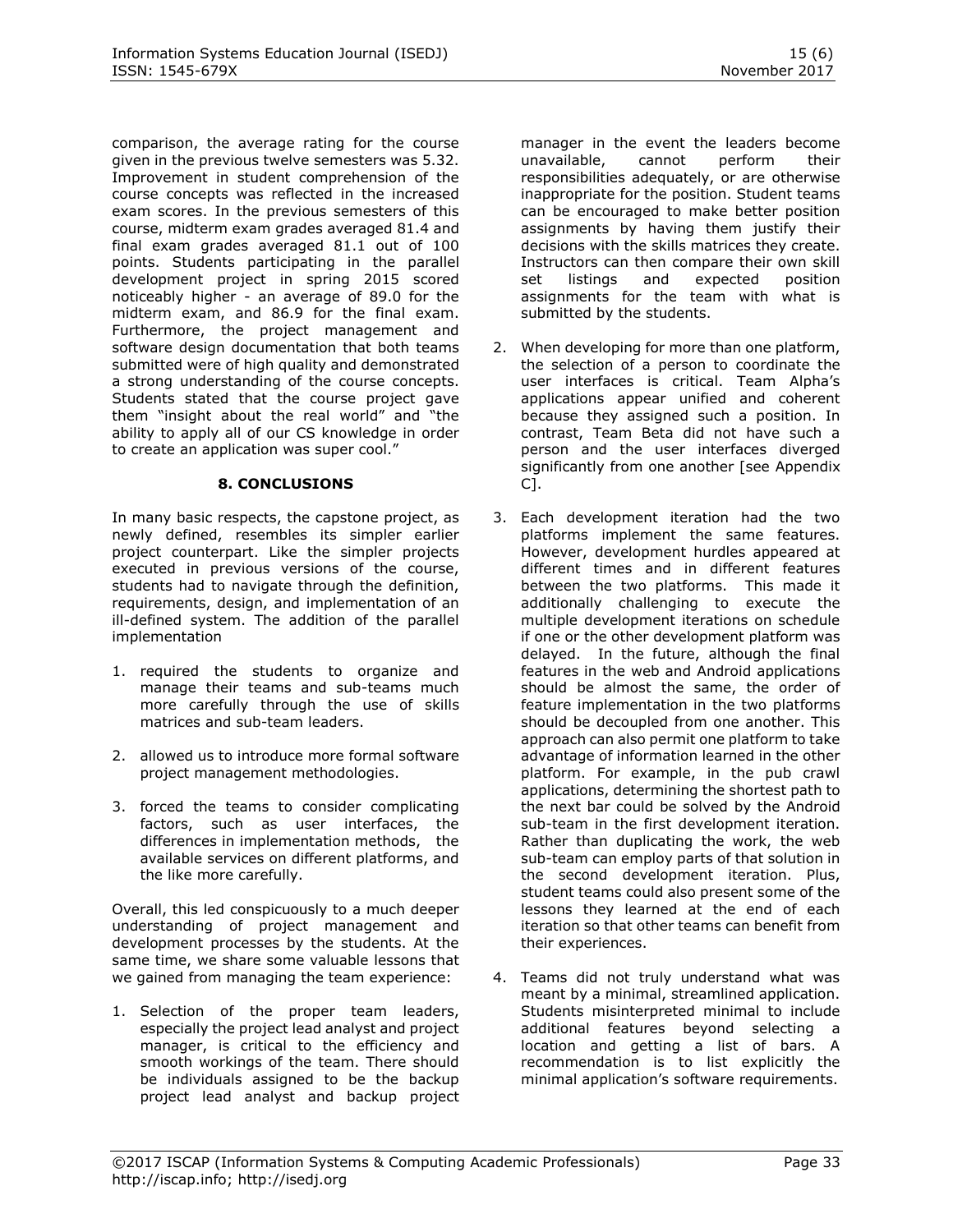comparison, the average rating for the course given in the previous twelve semesters was 5.32. Improvement in student comprehension of the course concepts was reflected in the increased exam scores. In the previous semesters of this course, midterm exam grades averaged 81.4 and final exam grades averaged 81.1 out of 100 points. Students participating in the parallel development project in spring 2015 scored noticeably higher - an average of 89.0 for the midterm exam, and 86.9 for the final exam. Furthermore, the project management and software design documentation that both teams submitted were of high quality and demonstrated a strong understanding of the course concepts. Students stated that the course project gave them "insight about the real world" and "the ability to apply all of our CS knowledge in order to create an application was super cool."

## 8. CONCLUSIONS

In many basic respects, the capstone project, as newly defined, resembles its simpler earlier project counterpart. Like the simpler projects executed in previous versions of the course, students had to navigate through the definition, requirements, design, and implementation of an ill-defined system. The addition of the parallel implementation

1. required the students to organize and manage their teams and sub-teams much more carefully through the use of skills matrices and sub-team leaders.
2. allowed us to introduce more formal software project management methodologies.
3. forced the teams to consider complicating factors, such as user interfaces, the differences in implementation methods, the available services on different platforms, and the like more carefully.

Overall, this led conspicuously to a much deeper understanding of project management and development processes by the students. At the same time, we share some valuable lessons that we gained from managing the team experience:

1. Selection of the proper team leaders, especially the project lead analyst and project manager, is critical to the efficiency and smooth workings of the team. There should be individuals assigned to be the backup project lead analyst and backup project manager in the event the leaders become unavailable, cannot perform their responsibilities adequately, or are otherwise inappropriate for the position. Student teams can be encouraged to make better position assignments by having them justify their decisions with the skills matrices they create. Instructors can then compare their own skill set listings and expected position assignments for the team with what is submitted by the students.
2. When developing for more than one platform, the selection of a person to coordinate the user interfaces is critical. Team Alpha's applications appear unified and coherent because they assigned such a position. In contrast, Team Beta did not have such a person and the user interfaces diverged significantly from one another [see Appendix C].
3. Each development iteration had the two platforms implement the same features. However, development hurdles appeared at different times and in different features between the two platforms. This made it additionally challenging to execute the multiple development iterations on schedule if one or the other development platform was delayed. In the future, although the final features in the web and Android applications should be almost the same, the order of feature implementation in the two platforms should be decoupled from one another. This approach can also permit one platform to take advantage of information learned in the other platform. For example, in the pub crawl applications, determining the shortest path to the next bar could be solved by the Android sub-team in the first development iteration. Rather than duplicating the work, the web sub-team can employ parts of that solution in the second development iteration. Plus, student teams could also present some of the lessons they learned at the end of each iteration so that other teams can benefit from their experiences.
4. Teams did not truly understand what was meant by a minimal, streamlined application. Students misinterpreted minimal to include additional features beyond selecting a location and getting a list of bars. A recommendation is to list explicitly the minimal application's software requirements.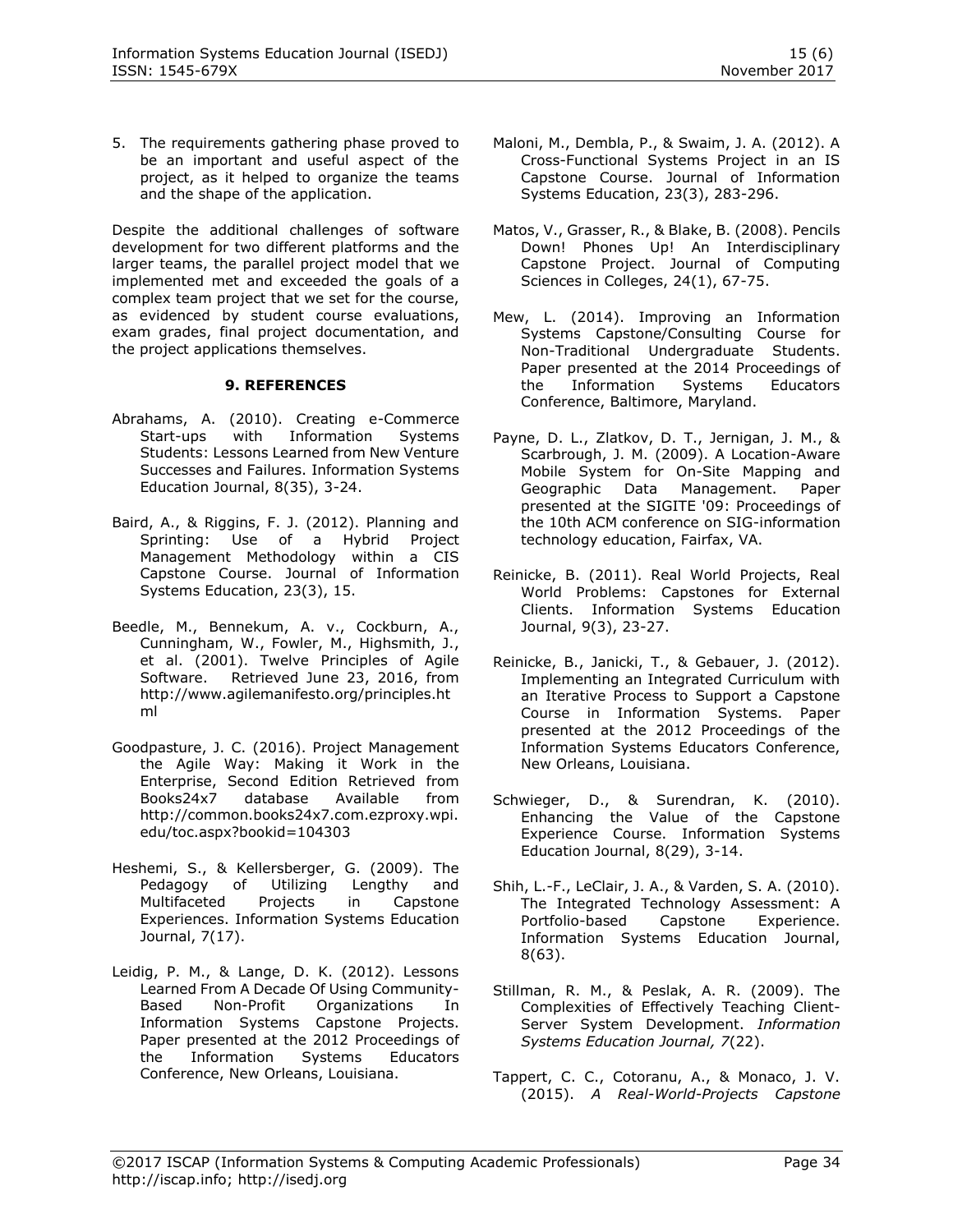5. The requirements gathering phase proved to be an important and useful aspect of the project, as it helped to organize the teams and the shape of the application.

Despite the additional challenges of software development for two different platforms and the larger teams, the parallel project model that we implemented met and exceeded the goals of a complex team project that we set for the course, as evidenced by student course evaluations, exam grades, final project documentation, and the project applications themselves.

## 9. REFERENCES

Abrahams, A. (2010). Creating e-Commerce Start-ups with Information Systems Students: Lessons Learned from New Venture Successes and Failures. Information Systems Education Journal, 8(35), 3-24.

Baird, A., & Riggins, F. J. (2012). Planning and Sprinting: Use of a Hybrid Project Management Methodology within a CIS Capstone Course. Journal of Information Systems Education, 23(3), 15.

Beedle, M., Bennekum, A. v., Cockburn, A., Cunningham, W., Fowler, M., Highsmith, J., et al. (2001). Twelve Principles of Agile Software. Retrieved June 23, 2016, from http://www.agilemanifesto.org/principles.html

Goodpasture, J. C. (2016). Project Management the Agile Way: Making it Work in the Enterprise, Second Edition Retrieved from Books24x7 database Available from http://common.books24x7.com.ezproxy.wpi.edu/toc.aspx?bookid=104303

Heshemi, S., & Kellersberger, G. (2009). The Pedagogy of Utilizing Lengthy and Multifaceted Projects in Capstone Experiences. Information Systems Education Journal, 7(17).

Leidig, P. M., & Lange, D. K. (2012). Lessons Learned From A Decade Of Using Community-Based Non-Profit Organizations In Information Systems Capstone Projects. Paper presented at the 2012 Proceedings of the Information Systems Educators Conference, New Orleans, Louisiana.

Maloni, M., Dembla, P., & Swaim, J. A. (2012). A Cross-Functional Systems Project in an IS Capstone Course. Journal of Information Systems Education, 23(3), 283-296.

Matos, V., Grasser, R., & Blake, B. (2008). Pencils Down! Phones Up! An Interdisciplinary Capstone Project. Journal of Computing Sciences in Colleges, 24(1), 67-75.

Mew, L. (2014). Improving an Information Systems Capstone/Consulting Course for Non-Traditional Undergraduate Students. Paper presented at the 2014 Proceedings of the Information Systems Educators Conference, Baltimore, Maryland.

Payne, D. L., Zlatkov, D. T., Jernigan, J. M., & Scarbrough, J. M. (2009). A Location-Aware Mobile System for On-Site Mapping and Geographic Data Management. Paper presented at the SIGITE '09: Proceedings of the 10th ACM conference on SIG-information technology education, Fairfax, VA.

Reinicke, B. (2011). Real World Projects, Real World Problems: Capstones for External Clients. Information Systems Education Journal, 9(3), 23-27.

Reinicke, B., Janicki, T., & Gebauer, J. (2012). Implementing an Integrated Curriculum with an Iterative Process to Support a Capstone Course in Information Systems. Paper presented at the 2012 Proceedings of the Information Systems Educators Conference, New Orleans, Louisiana.

Schwieger, D., & Surendran, K. (2010). Enhancing the Value of the Capstone Experience Course. Information Systems Education Journal, 8(29), 3-14.

Shih, L.-F., LeClair, J. A., & Varden, S. A. (2010). The Integrated Technology Assessment: A Portfolio-based Capstone Experience. Information Systems Education Journal, 8(63).

Stillman, R. M., & Peslak, A. R. (2009). The Complexities of Effectively Teaching Client-Server System Development. *Information Systems Education Journal, 7*(22).

Tappert, C. C., Cotoranu, A., & Monaco, J. V. (2015). *A Real-World-Projects Capstone*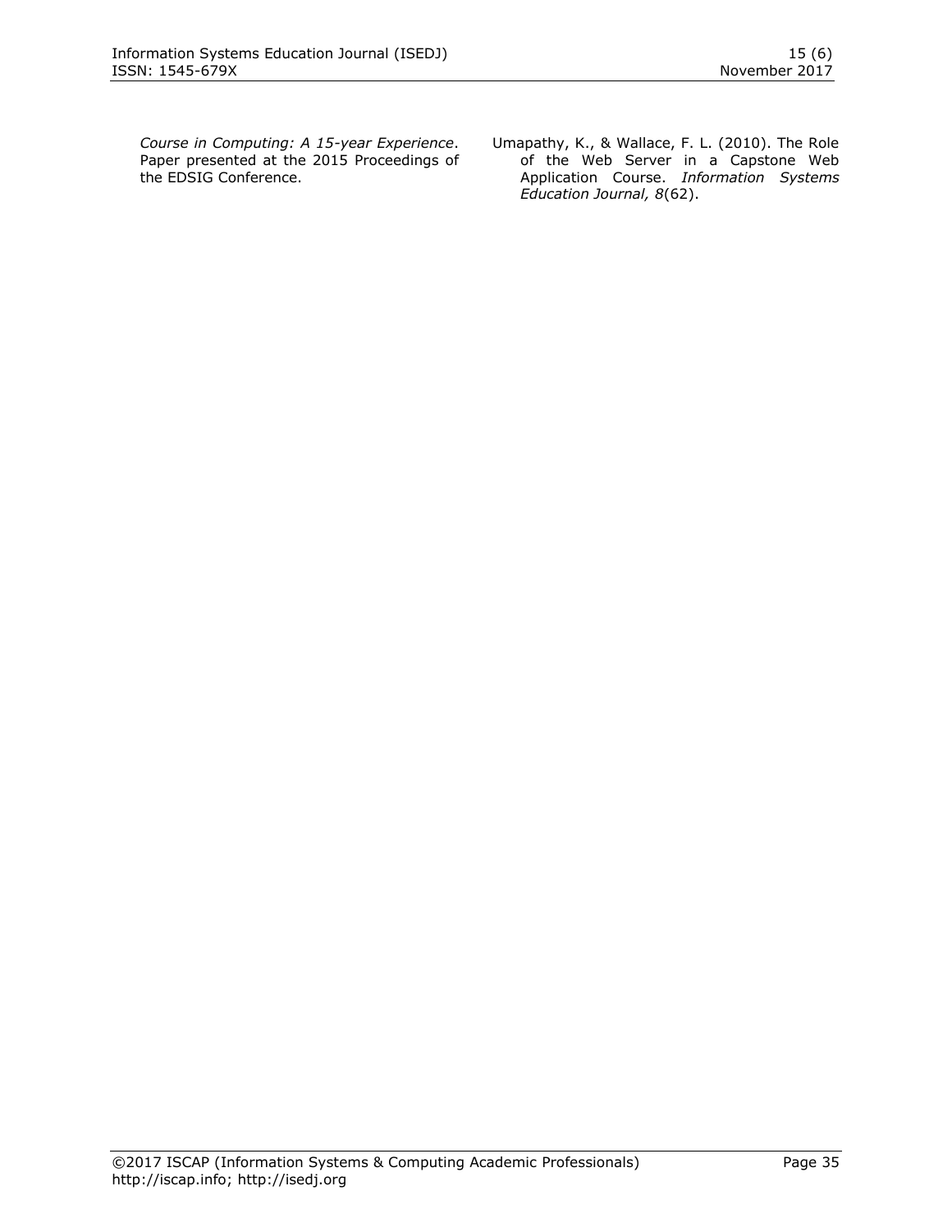*Course in Computing: A 15-year Experience*. Paper presented at the 2015 Proceedings of the EDSIG Conference.

Umapathy, K., & Wallace, F. L. (2010). The Role of the Web Server in a Capstone Web Application Course. *Information Systems Education Journal, 8*(62).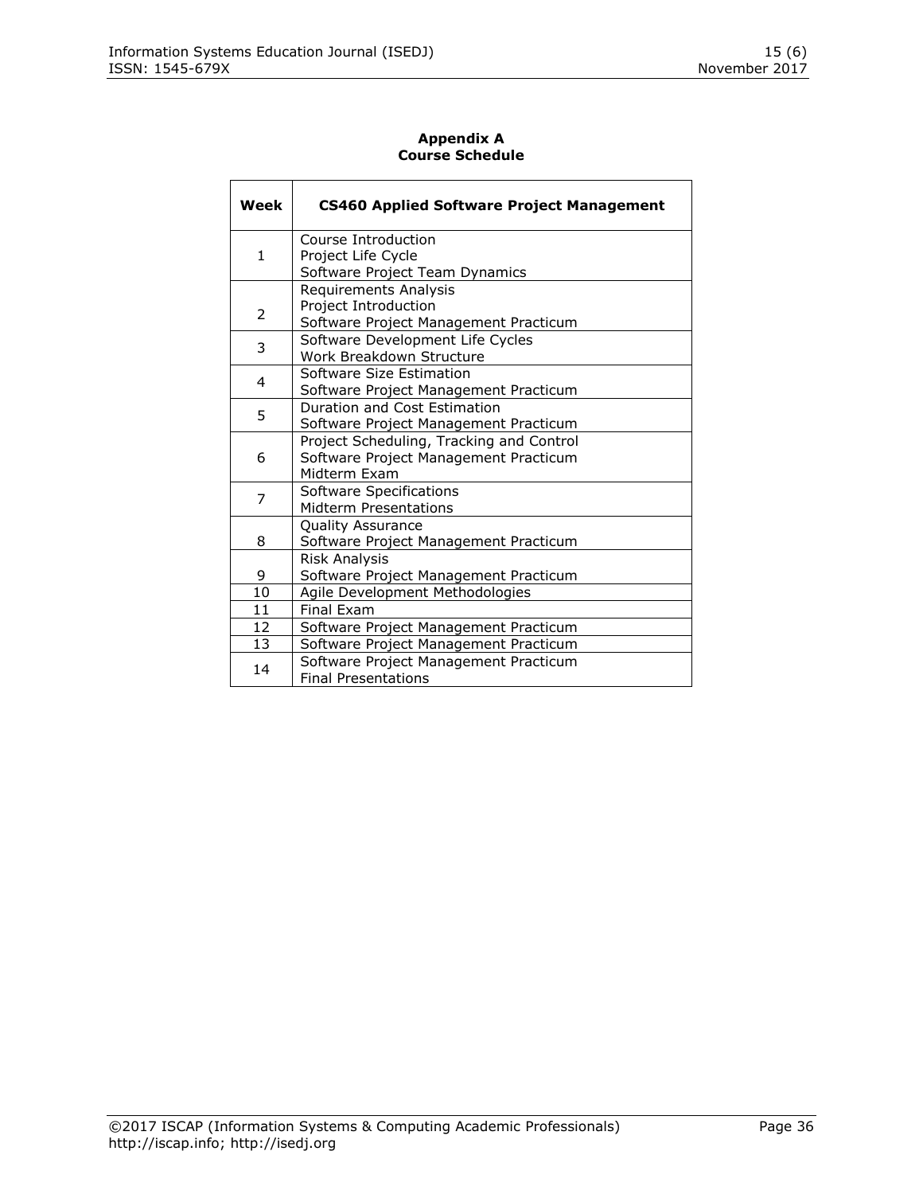## Appendix A
## Course Schedule

| Week | CS460 Applied Software Project Management |
|---|---|
| 1 | Course Introduction<br>Project Life Cycle<br>Software Project Team Dynamics |
| 2 | Requirements Analysis<br>Project Introduction<br>Software Project Management Practicum |
| 3 | Software Development Life Cycles<br>Work Breakdown Structure |
| 4 | Software Size Estimation<br>Software Project Management Practicum |
| 5 | Duration and Cost Estimation<br>Software Project Management Practicum |
| 6 | Project Scheduling, Tracking and Control<br>Software Project Management Practicum<br>Midterm Exam |
| 7 | Software Specifications<br>Midterm Presentations |
| 8 | Quality Assurance<br>Software Project Management Practicum |
| 9 | Risk Analysis<br>Software Project Management Practicum |
| 10 | Agile Development Methodologies |
| 11 | Final Exam |
| 12 | Software Project Management Practicum |
| 13 | Software Project Management Practicum |
| 14 | Software Project Management Practicum<br>Final Presentations |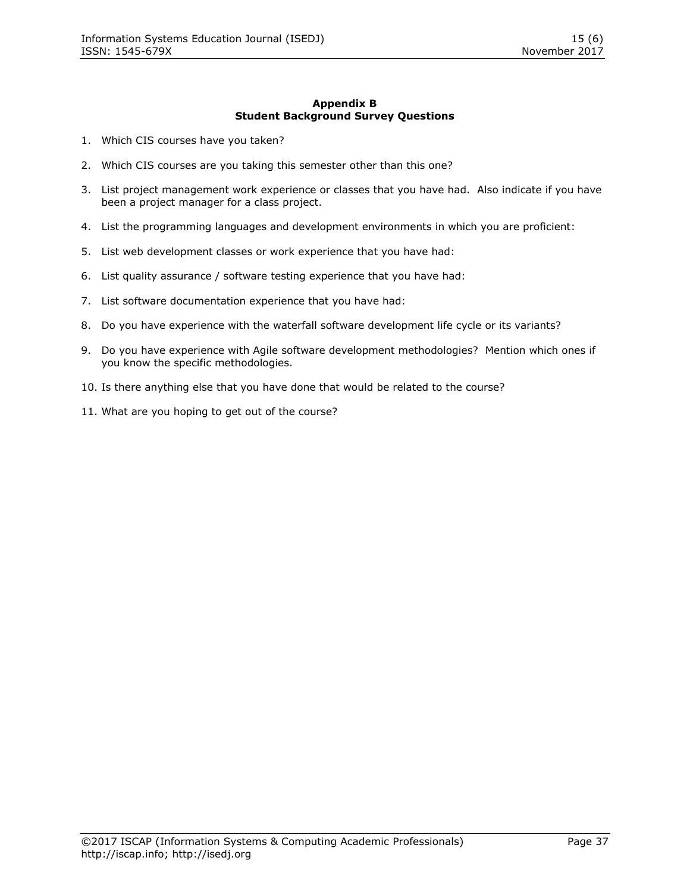## Appendix B
## Student Background Survey Questions

1. Which CIS courses have you taken?

2. Which CIS courses are you taking this semester other than this one?

3. List project management work experience or classes that you have had. Also indicate if you have been a project manager for a class project.

4. List the programming languages and development environments in which you are proficient:

5. List web development classes or work experience that you have had:

6. List quality assurance / software testing experience that you have had:

7. List software documentation experience that you have had:

8. Do you have experience with the waterfall software development life cycle or its variants?

9. Do you have experience with Agile software development methodologies? Mention which ones if you know the specific methodologies.

10. Is there anything else that you have done that would be related to the course?

11. What are you hoping to get out of the course?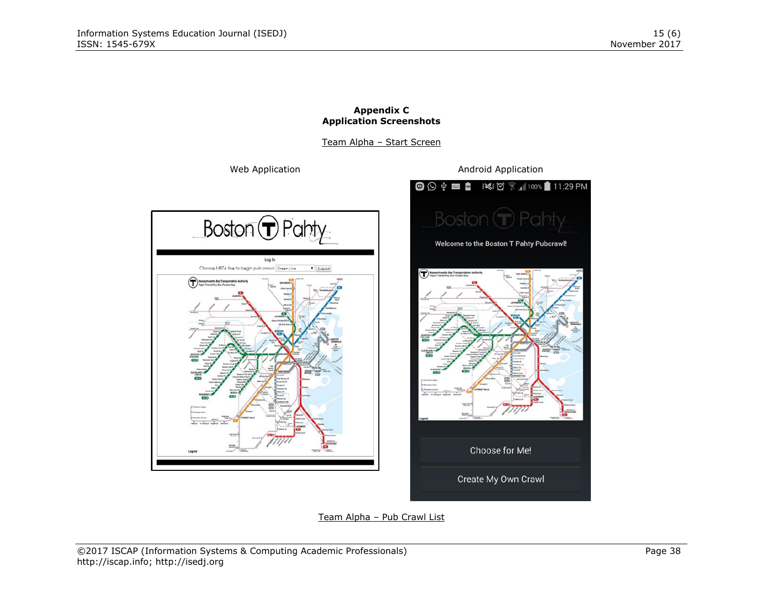## Appendix C
## Application Screenshots

Team Alpha – Start Screen

Web Application

Android Application

Team Alpha – Pub Crawl List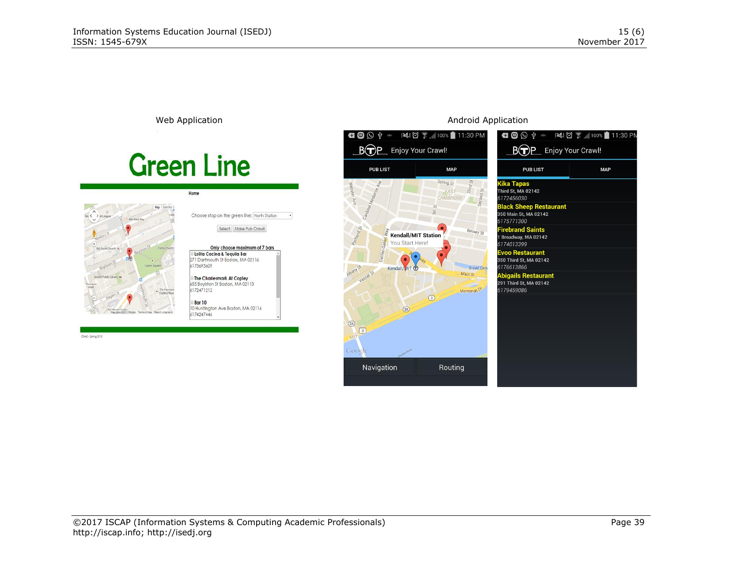Web Application

Android Application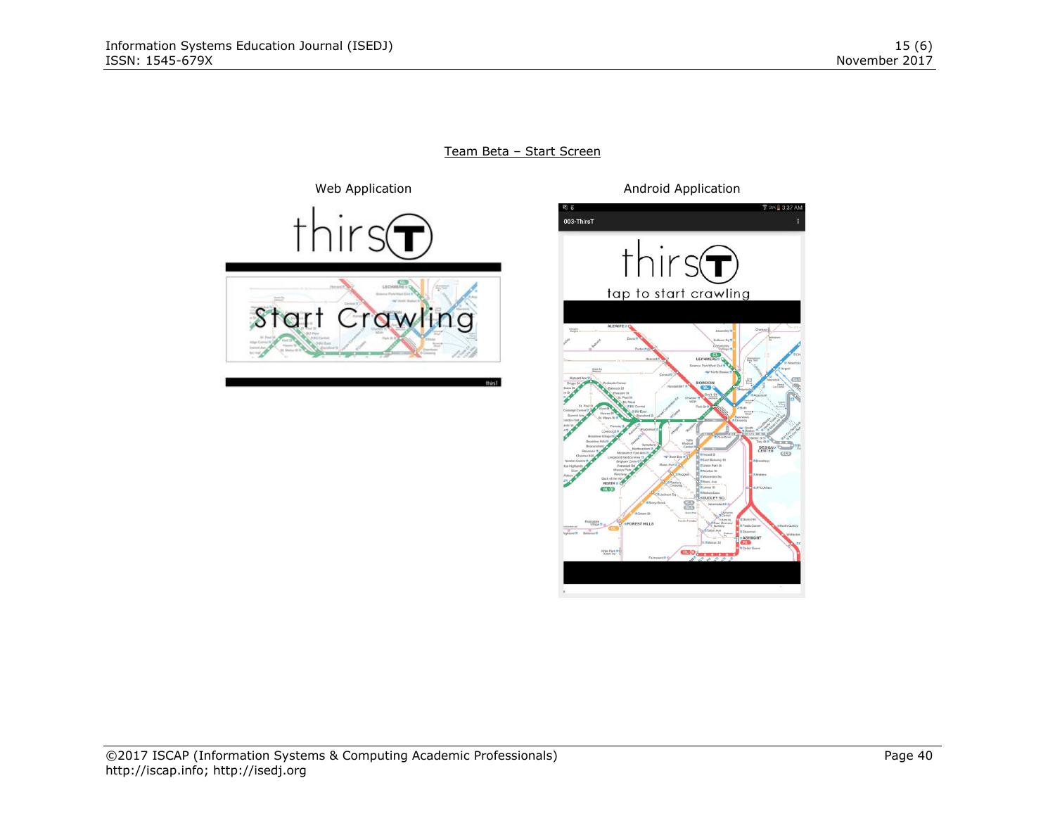Team Beta – Start Screen

Web Application

Android Application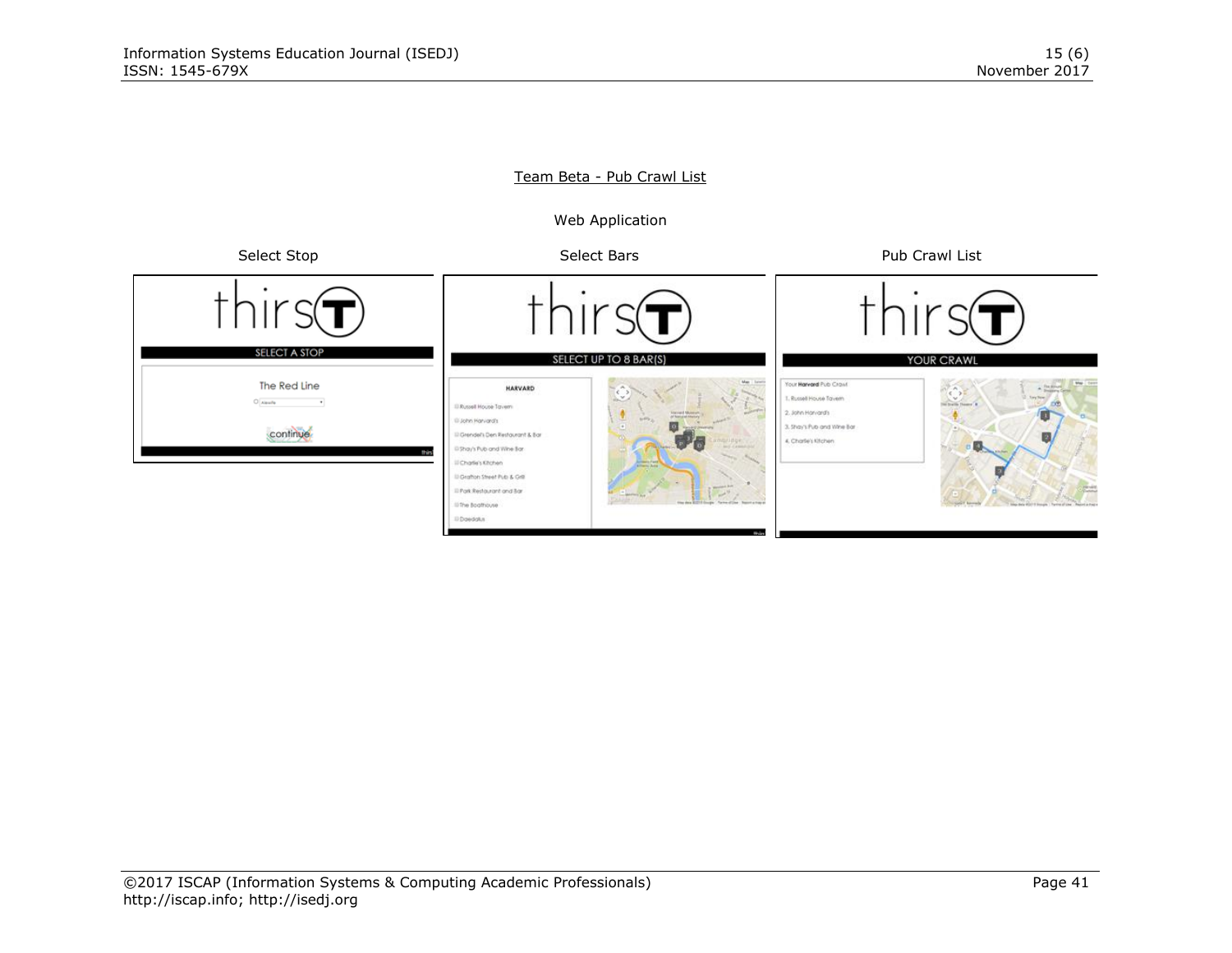Team Beta - Pub Crawl List

Web Application

Select Stop

Select Bars

Pub Crawl List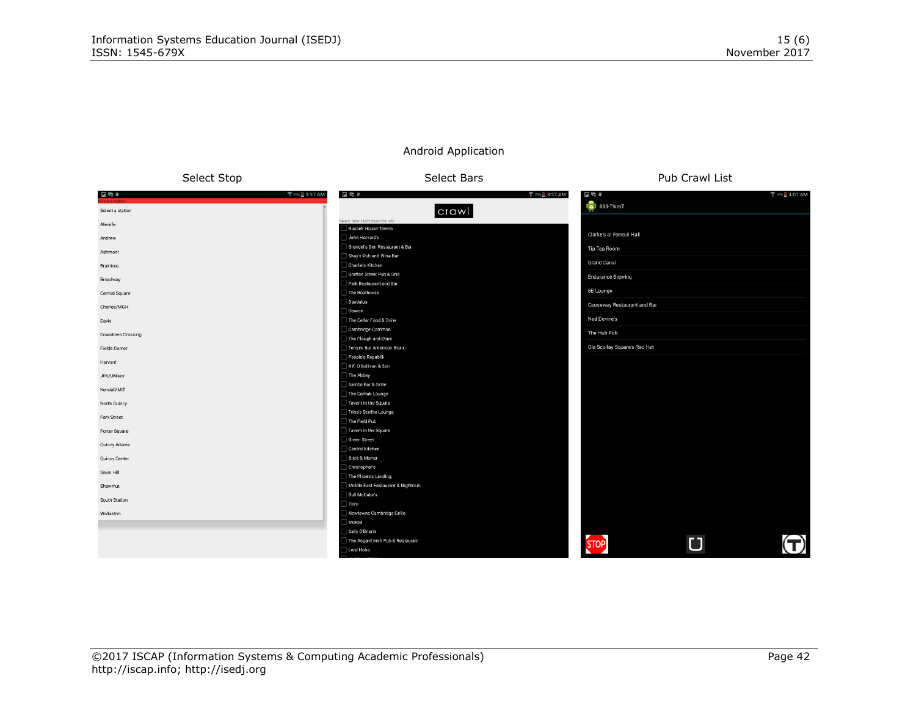Android Application

Select Stop

Select Bars

Pub Crawl List

Select a station

Alewife

Andrew

Ashmont

Braintree

Broadway

Central Square

Charles/MGH

Davis

Downtown Crossing

Fields Corner

Harvard

JFK/UMass

Kendall/MIT

North Quincy

Park Street

Porter Square

Quincy Adams

Quincy Center

Savin Hill

Shawmut

South Station

Wollaston

crawl

Select Bars: Hold down for info

Russell House Tavern

John Harvard's

Grendel's Den Restaurant & Bar

Shay's Pub and Wine Bar

Charlie's Kitchen

Grafton Street Pub & Grill

Park Restaurant and Bar

The Boathouse

Daedalus

Oberon

The Cellar Food & Drink

Cambridge Common

The Plough and Stars

Temple Bar American Bistro

People's Republik

R.F. O'Sullivan & Son

The Abbey

Samba Bar & Grille

The Cantab Lounge

Tavern in the Square

Trina's Starlite Lounge

The Field Pub

Tavern in the Square

Green Street

Central Kitchen

Brick & Mortar

Christopher's

The Phoenix Landing

Middle East Restaurant & Nightclub

Bull McCabe's

Zuzu

Newtowne Cambridge Grille

Moksa

Sally O'Brien's

The Asgard Irish Pub & Restaurant

Lord Hobo

003-ThirsT

Clarke's at Faneuil Hall

Tip Top Room

Grand Canal

Endurance Brewing

6B Lounge

Causeway Restaurant and Bar

Ned Devine's

The Hub Pub

Ole Scollay Square's Red Hat